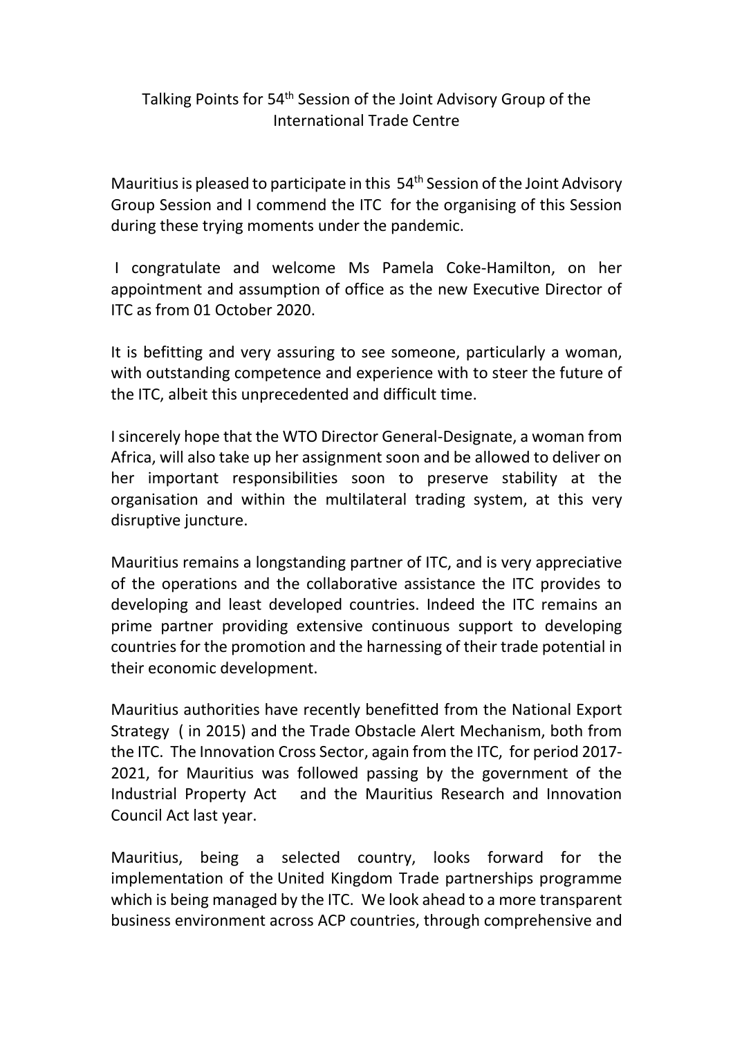# Talking Points for 54th Session of the Joint Advisory Group of the International Trade Centre

Mauritius is pleased to participate in this 54th Session of the Joint Advisory Group Session and I commend the ITC for the organising of this Session during these trying moments under the pandemic.

I congratulate and welcome Ms Pamela Coke-Hamilton, on her appointment and assumption of office as the new Executive Director of ITC as from 01 October 2020.

It is befitting and very assuring to see someone, particularly a woman, with outstanding competence and experience with to steer the future of the ITC, albeit this unprecedented and difficult time.

I sincerely hope that the WTO Director General-Designate, a woman from Africa, will also take up her assignment soon and be allowed to deliver on her important responsibilities soon to preserve stability at the organisation and within the multilateral trading system, at this very disruptive juncture.

Mauritius remains a longstanding partner of ITC, and is very appreciative of the operations and the collaborative assistance the ITC provides to developing and least developed countries. Indeed the ITC remains an prime partner providing extensive continuous support to developing countries for the promotion and the harnessing of their trade potential in their economic development.

Mauritius authorities have recently benefitted from the National Export Strategy ( in 2015) and the Trade Obstacle Alert Mechanism, both from the ITC. The Innovation Cross Sector, again from the ITC, for period 2017-2021, for Mauritius was followed passing by the government of the Industrial Property Act and the Mauritius Research and Innovation Council Act last year.

Mauritius, being a selected country, looks forward for the implementation of the United Kingdom Trade partnerships programme which is being managed by the ITC. We look ahead to a more transparent business environment across ACP countries, through comprehensive and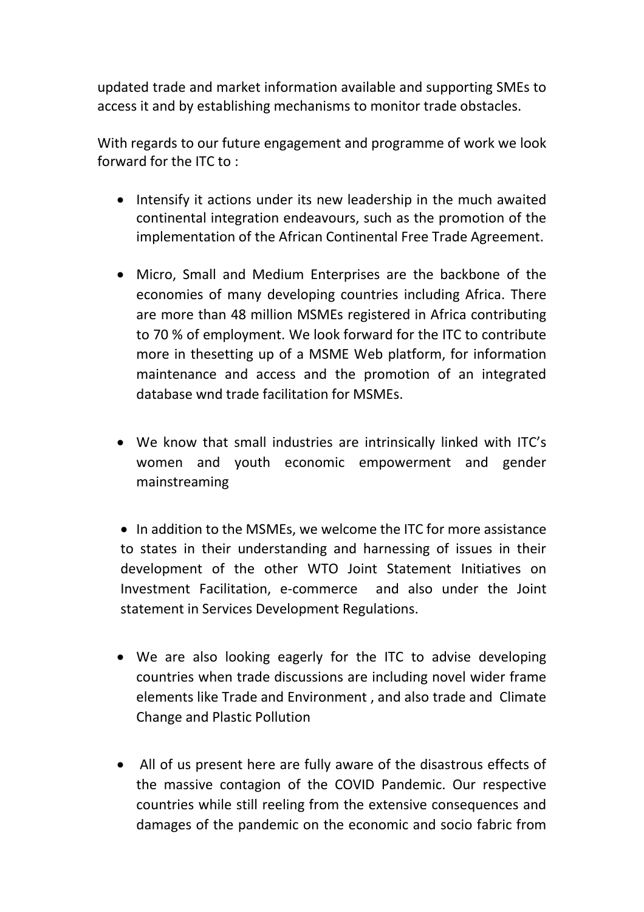updated trade and market information available and supporting SMEs to access it and by establishing mechanisms to monitor trade obstacles.

With regards to our future engagement and programme of work we look forward for the ITC to :

- Intensify it actions under its new leadership in the much awaited continental integration endeavours, such as the promotion of the implementation of the African Continental Free Trade Agreement.

- Micro, Small and Medium Enterprises are the backbone of the economies of many developing countries including Africa. There are more than 48 million MSMEs registered in Africa contributing to 70 % of employment. We look forward for the ITC to contribute more in thesetting up of a MSME Web platform, for information maintenance and access and the promotion of an integrated database wnd trade facilitation for MSMEs.

- We know that small industries are intrinsically linked with ITC's women and youth economic empowerment and gender mainstreaming

- In addition to the MSMEs, we welcome the ITC for more assistance to states in their understanding and harnessing of issues in their development of the other WTO Joint Statement Initiatives on Investment Facilitation, e-commerce and also under the Joint statement in Services Development Regulations.

- We are also looking eagerly for the ITC to advise developing countries when trade discussions are including novel wider frame elements like Trade and Environment , and also trade and Climate Change and Plastic Pollution

- All of us present here are fully aware of the disastrous effects of the massive contagion of the COVID Pandemic. Our respective countries while still reeling from the extensive consequences and damages of the pandemic on the economic and socio fabric from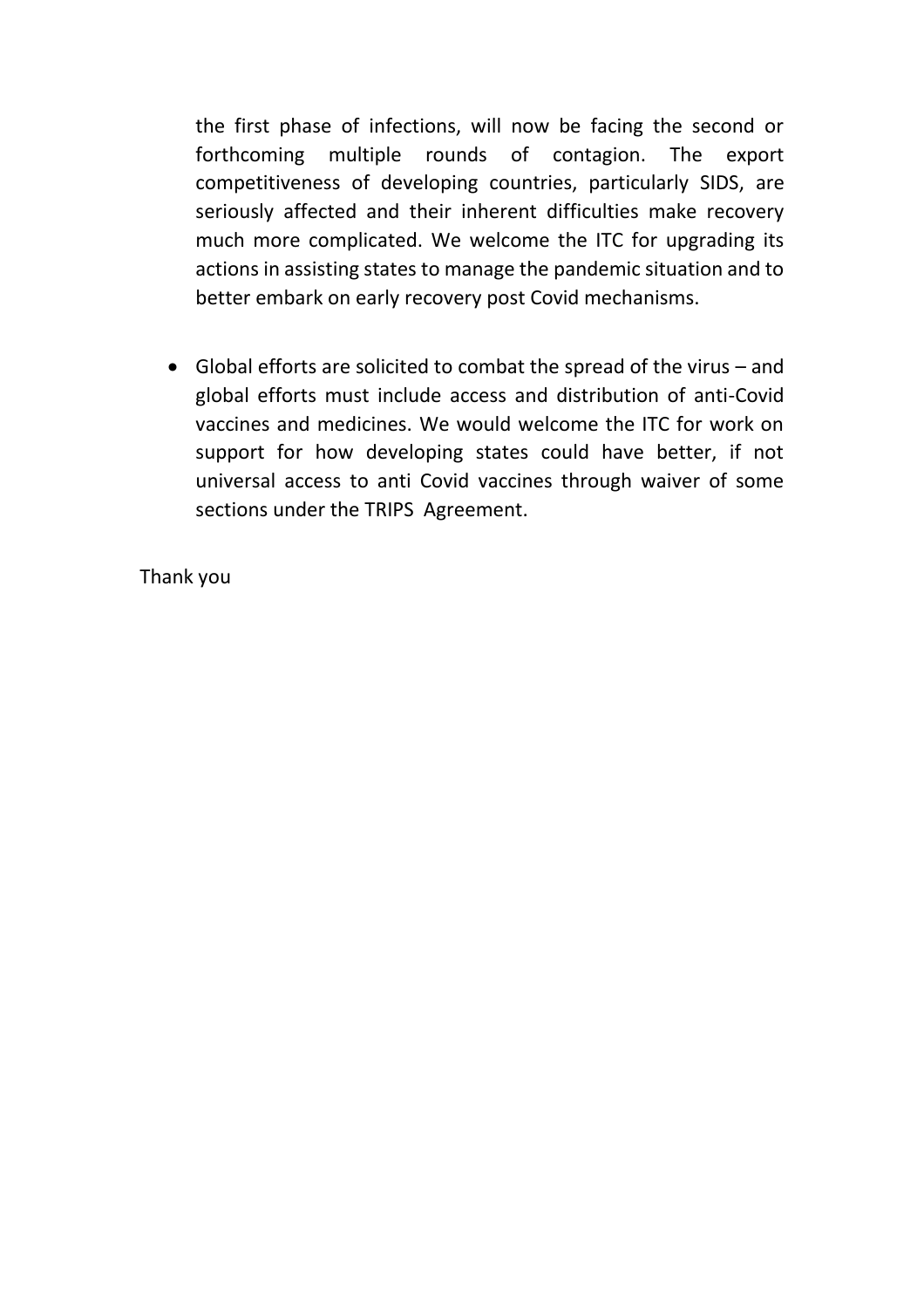the first phase of infections, will now be facing the second or forthcoming multiple rounds of contagion. The export competitiveness of developing countries, particularly SIDS, are seriously affected and their inherent difficulties make recovery much more complicated. We welcome the ITC for upgrading its actions in assisting states to manage the pandemic situation and to better embark on early recovery post Covid mechanisms.

- Global efforts are solicited to combat the spread of the virus – and global efforts must include access and distribution of anti-Covid vaccines and medicines. We would welcome the ITC for work on support for how developing states could have better, if not universal access to anti Covid vaccines through waiver of some sections under the TRIPS Agreement.

Thank you